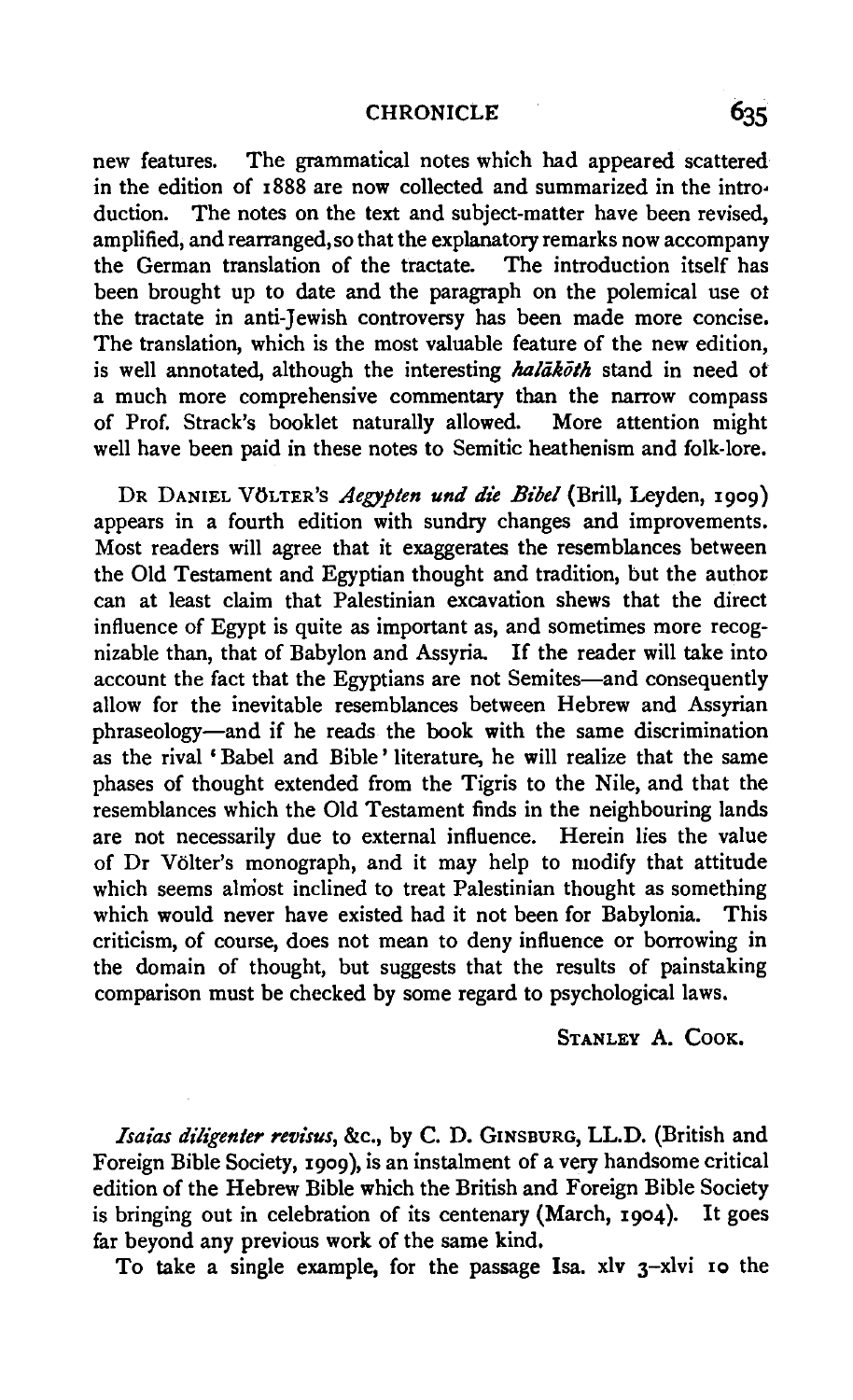new features. The grammatical notes which had appeared scattered in the edition of 1888 are now collected and summarized in the introduction. The notes on the text and subject-matter have been revised, amplified, and rearranged, so that the explanatory remarks now accompany the German translation of the tractate. The introduction itself has been brought up to date and the paragraph on the polemical use of the tractate in anti-Jewish controversy has been made more concise. The translation, which is the most valuable feature of the new edition, is well annotated, although the interesting *halākōth* stand in need of a much more comprehensive commentary than the narrow compass of Prof. Strack's booklet naturally allowed. More attention might well have been paid in these notes to Semitic heathenism and folk-lore.

DR DANIEL VÖLTER'S *Aegypten und die Bibel* (Brill, Leyden, 1909) appears in a fourth edition with sundry changes and improvements. Most readers will agree that it exaggerates the resemblances between the Old Testament and Egyptian thought and tradition, but the author can at least claim that Palestinian excavation shews that the direct influence of Egypt is quite as important as, and sometimes more recognizable than, that of Babylon and Assyria. If the reader will take into account the fact that the Egyptians are not Semites—and consequently allow for the inevitable resemblances between Hebrew and Assyrian phraseology—and if he reads the book with the same discrimination as the rival 'Babel and Bible' literature, he will realize that the same phases of thought extended from the Tigris to the Nile, and that the resemblances which the Old Testament finds in the neighbouring lands are not necessarily due to external influence. Herein lies the value of Dr Völter's monograph, and it may help to modify that attitude which seems almost inclined to treat Palestinian thought as something which would never have existed had it not been for Babylonia. This criticism, of course, does not mean to deny influence or borrowing in the domain of thought, but suggests that the results of painstaking comparison must be checked by some regard to psychological laws.

STANLEY A. COOK.

*Isaias diligenter revisus*, &c., by C. D. GINSBURG, LL.D. (British and Foreign Bible Society, 1909), is an instalment of a very handsome critical edition of the Hebrew Bible which the British and Foreign Bible Society is bringing out in celebration of its centenary (March, 1904). It goes far beyond any previous work of the same kind.

To take a single example, for the passage Isa. xlv 3–xlvi 10 the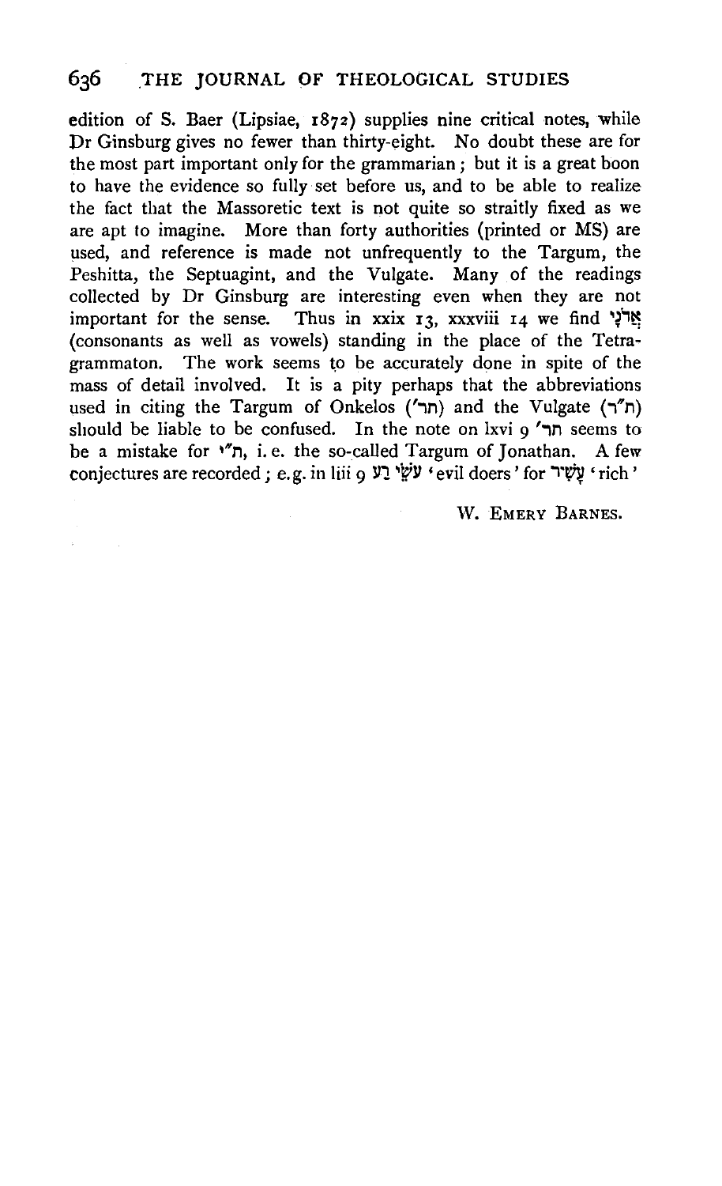edition of S. Baer (Lipsiae, 1872) supplies nine critical notes, while Dr Ginsburg gives no fewer than thirty-eight. No doubt these are for the most part important only for the grammarian; but it is a great boon to have the evidence so fully set before us, and to be able to realize the fact that the Massoretic text is not quite so straitly fixed as we are apt to imagine. More than forty authorities (printed or MS) are used, and reference is made not unfrequently to the Targum, the Peshitta, the Septuagint, and the Vulgate. Many of the readings collected by Dr Ginsburg are interesting even when they are not important for the sense. Thus in xxix 13, xxxviii 14 we find אֲדֹנָי (consonants as well as vowels) standing in the place of the Tetragrammaton. The work seems to be accurately done in spite of the mass of detail involved. It is a pity perhaps that the abbreviations used in citing the Targum of Onkelos (תר׳) and the Vulgate (ת״ר) should be liable to be confused. In the note on lxvi 9 תר׳ seems to be a mistake for ת״י, i. e. the so-called Targum of Jonathan. A few conjectures are recorded; e.g. in liii 9 עֹשֵׂי רַע 'evil doers' for עָשִׁיר 'rich'

W. EMERY BARNES.